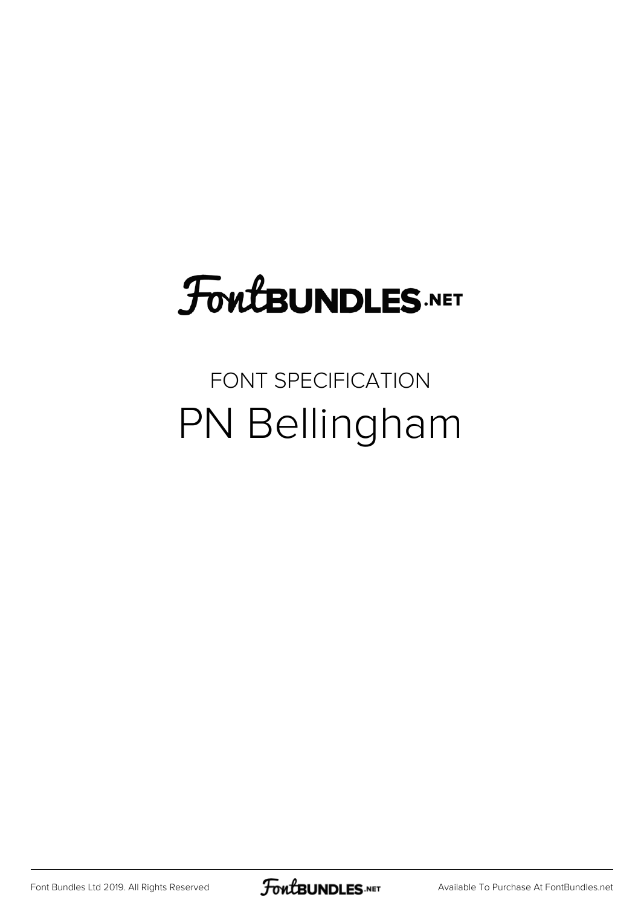# FontBUNDLES.NET

FONT SPECIFICATION

## PN Bellingham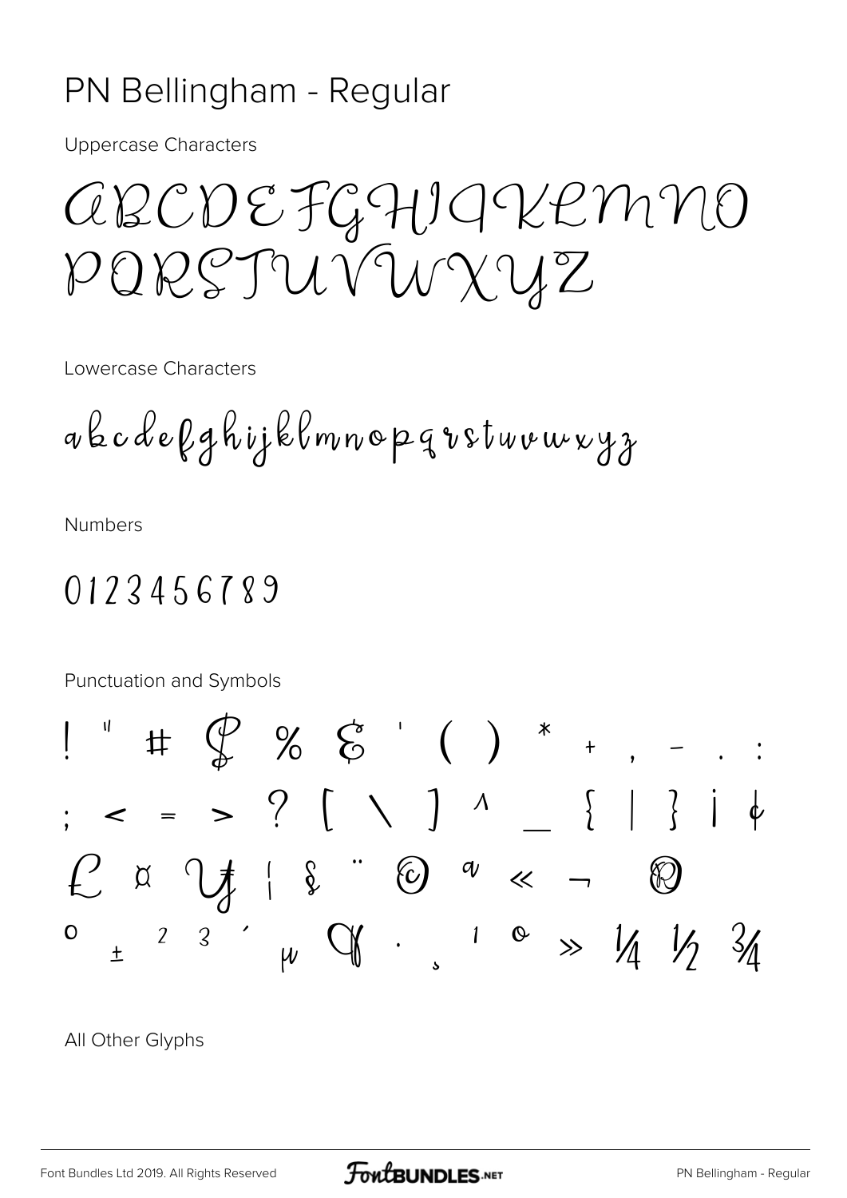# PN Bellingham - Regular

Uppercase Characters

ABCDEFGHIJKLMNO
PQRSTUVWXYZ

Lowercase Characters

abcdefghijklmnopqrstuvwxyz

Numbers

0123456789

Punctuation and Symbols

! " # $ % & ' ( ) * + , - . :
; < = > ? [ \ ] ^ _ { | } ¡ ¢
£ ¤ ¥ ¦ § ¨ © ª « ¬ ®
° ± ² ³ ´ µ ¶ · ¸ ¹ º » ¼ ½ ¾

All Other Glyphs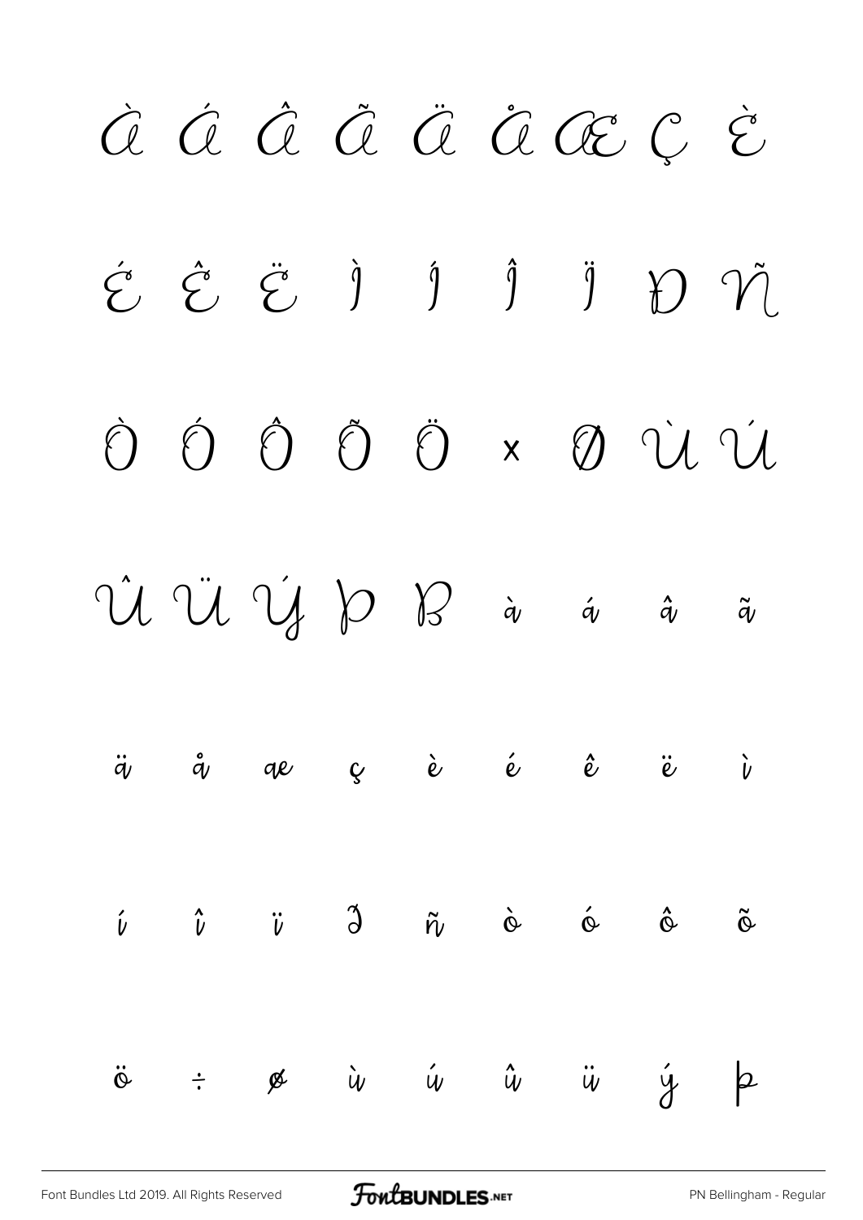À Á Â Ã Ä Å Æ Ç È

É Ê Ë Ì Í Î Ï Ð Ñ

Ò Ó Ô Õ Ö × Ø Ù Ú

Û Ü Ý Þ ß à á â ã

ä å æ ç è é ê ë ì

í î ï ð ñ ò ó ô õ

ö ÷ ø ù ú û ü ý þ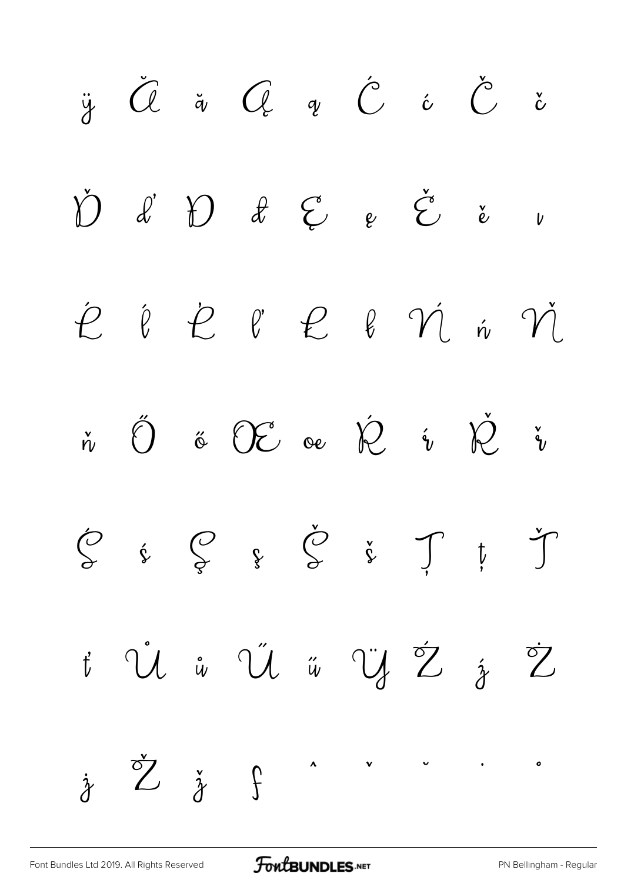ÿ Ă ă Ą ą Ć ć Č č

Ď ď Đ đ Ę ę Ě ě ı

Ĺ ĺ Ľ ľ Ł ł Ń ń Ň

ň Ő ő Œ œ Ŕ ŕ Ř ř

Ś ś Ş ş Š š Ţ ţ Ť

ť Ů ů Ű ű Ÿ Ź ź Ż

ż Ž ž ƒ ˆ ˇ ˘ ˙ ˚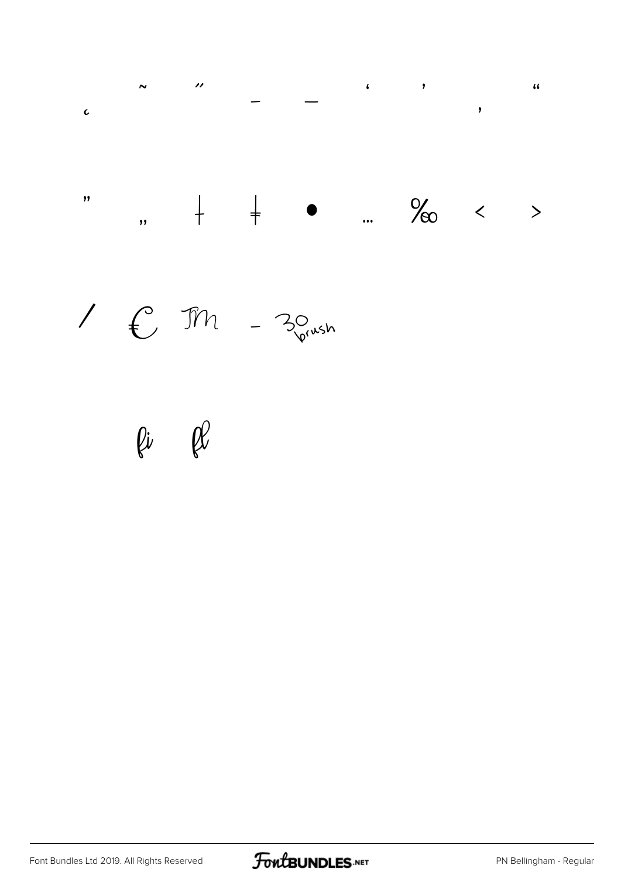¸ ˜ ˝ – — ‘ ’ ‚ “

” „ † ‡ • … ‰ ‹ ›

⁄ € ™ − 30brush

fi fl